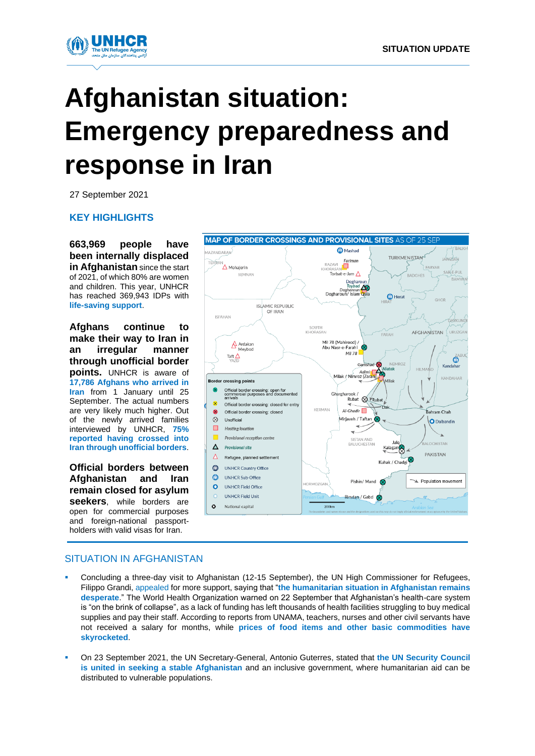SITUATION UPDATE

# Afghanistan situation: Emergency preparedness and response in Iran

27 September 2021

## KEY HIGHLIGHTS

**663,969 people have been internally displaced in Afghanistan** since the start of 2021, of which 80% are women and children. This year, UNHCR has reached 369,943 IDPs with life-saving support.

**Afghans continue to make their way to Iran in an irregular manner through unofficial border points.** UNHCR is aware of **17,786 Afghans who arrived in Iran** from 1 January until 25 September. The actual numbers are very likely much higher. Out of the newly arrived families interviewed by UNHCR, **75% reported having crossed into Iran through unofficial borders**.

**Official borders between Afghanistan and Iran remain closed for asylum seekers**, while borders are open for commercial purposes and foreign-national passport-holders with valid visas for Iran.

**MAP OF BORDER CROSSINGS AND PROVISIONAL SITES AS OF 25 SEP**

## SITUATION IN AFGHANISTAN

- Concluding a three-day visit to Afghanistan (12-15 September), the UN High Commissioner for Refugees, Filippo Grandi, appealed for more support, saying that "**the humanitarian situation in Afghanistan remains desperate**." The World Health Organization warned on 22 September that Afghanistan's health-care system is "on the brink of collapse", as a lack of funding has left thousands of health facilities struggling to buy medical supplies and pay their staff. According to reports from UNAMA, teachers, nurses and other civil servants have not received a salary for months, while **prices of food items and other basic commodities have skyrocketed**.

- On 23 September 2021, the UN Secretary-General, Antonio Guterres, stated that **the UN Security Council is united in seeking a stable Afghanistan** and an inclusive government, where humanitarian aid can be distributed to vulnerable populations.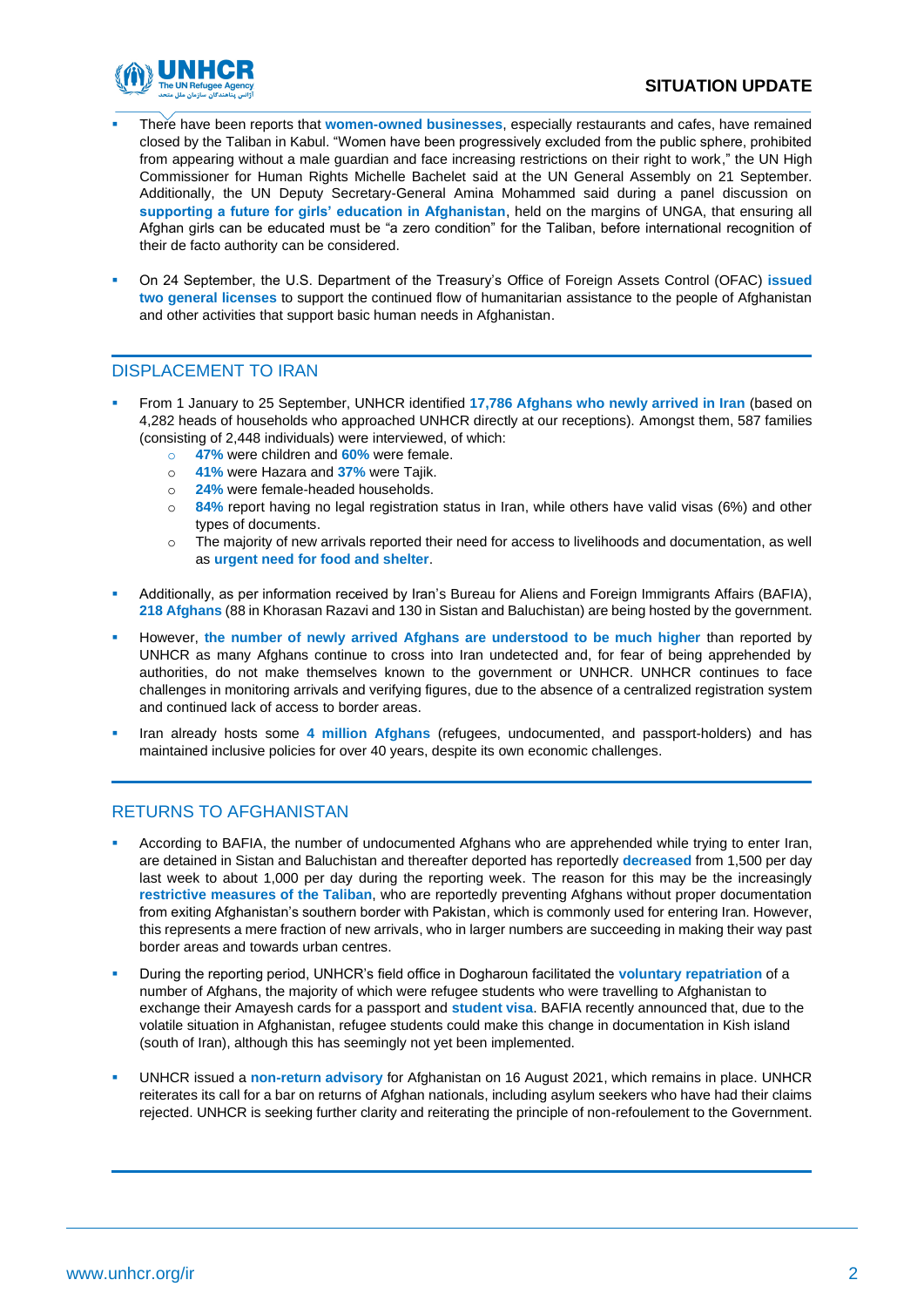- There have been reports that **women-owned businesses**, especially restaurants and cafes, have remained closed by the Taliban in Kabul. "Women have been progressively excluded from the public sphere, prohibited from appearing without a male guardian and face increasing restrictions on their right to work," the UN High Commissioner for Human Rights Michelle Bachelet said at the UN General Assembly on 21 September. Additionally, the UN Deputy Secretary-General Amina Mohammed said during a panel discussion on **supporting a future for girls' education in Afghanistan**, held on the margins of UNGA, that ensuring all Afghan girls can be educated must be "a zero condition" for the Taliban, before international recognition of their de facto authority can be considered.

- On 24 September, the U.S. Department of the Treasury's Office of Foreign Assets Control (OFAC) **issued two general licenses** to support the continued flow of humanitarian assistance to the people of Afghanistan and other activities that support basic human needs in Afghanistan.

## DISPLACEMENT TO IRAN

- From 1 January to 25 September, UNHCR identified **17,786 Afghans who newly arrived in Iran** (based on 4,282 heads of households who approached UNHCR directly at our receptions). Amongst them, 587 families (consisting of 2,448 individuals) were interviewed, of which:
  - **47%** were children and **60%** were female.
  - **41%** were Hazara and **37%** were Tajik.
  - **24%** were female-headed households.
  - **84%** report having no legal registration status in Iran, while others have valid visas (6%) and other types of documents.
  - The majority of new arrivals reported their need for access to livelihoods and documentation, as well as **urgent need for food and shelter**.

- Additionally, as per information received by Iran's Bureau for Aliens and Foreign Immigrants Affairs (BAFIA), **218 Afghans** (88 in Khorasan Razavi and 130 in Sistan and Baluchistan) are being hosted by the government.

- However, **the number of newly arrived Afghans are understood to be much higher** than reported by UNHCR as many Afghans continue to cross into Iran undetected and, for fear of being apprehended by authorities, do not make themselves known to the government or UNHCR. UNHCR continues to face challenges in monitoring arrivals and verifying figures, due to the absence of a centralized registration system and continued lack of access to border areas.

- Iran already hosts some **4 million Afghans** (refugees, undocumented, and passport-holders) and has maintained inclusive policies for over 40 years, despite its own economic challenges.

## RETURNS TO AFGHANISTAN

- According to BAFIA, the number of undocumented Afghans who are apprehended while trying to enter Iran, are detained in Sistan and Baluchistan and thereafter deported has reportedly **decreased** from 1,500 per day last week to about 1,000 per day during the reporting week. The reason for this may be the increasingly **restrictive measures of the Taliban**, who are reportedly preventing Afghans without proper documentation from exiting Afghanistan's southern border with Pakistan, which is commonly used for entering Iran. However, this represents a mere fraction of new arrivals, who in larger numbers are succeeding in making their way past border areas and towards urban centres.

- During the reporting period, UNHCR's field office in Dogharoun facilitated the **voluntary repatriation** of a number of Afghans, the majority of which were refugee students who were travelling to Afghanistan to exchange their Amayesh cards for a passport and **student visa**. BAFIA recently announced that, due to the volatile situation in Afghanistan, refugee students could make this change in documentation in Kish island (south of Iran), although this has seemingly not yet been implemented.

- UNHCR issued a **non-return advisory** for Afghanistan on 16 August 2021, which remains in place. UNHCR reiterates its call for a bar on returns of Afghan nationals, including asylum seekers who have had their claims rejected. UNHCR is seeking further clarity and reiterating the principle of non-refoulement to the Government.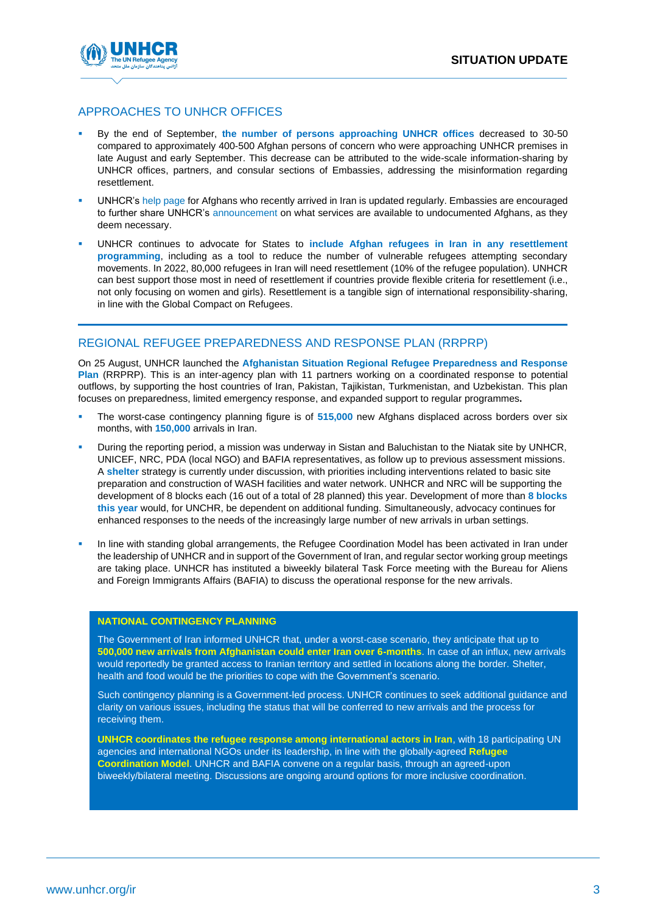## APPROACHES TO UNHCR OFFICES

- By the end of September, **the number of persons approaching UNHCR offices** decreased to 30-50 compared to approximately 400-500 Afghan persons of concern who were approaching UNHCR premises in late August and early September. This decrease can be attributed to the wide-scale information-sharing by UNHCR offices, partners, and consular sections of Embassies, addressing the misinformation regarding resettlement.
- UNHCR's help page for Afghans who recently arrived in Iran is updated regularly. Embassies are encouraged to further share UNHCR's announcement on what services are available to undocumented Afghans, as they deem necessary.
- UNHCR continues to advocate for States to **include Afghan refugees in Iran in any resettlement programming**, including as a tool to reduce the number of vulnerable refugees attempting secondary movements. In 2022, 80,000 refugees in Iran will need resettlement (10% of the refugee population). UNHCR can best support those most in need of resettlement if countries provide flexible criteria for resettlement (i.e., not only focusing on women and girls). Resettlement is a tangible sign of international responsibility-sharing, in line with the Global Compact on Refugees.

## REGIONAL REFUGEE PREPAREDNESS AND RESPONSE PLAN (RRPRP)

On 25 August, UNHCR launched the **Afghanistan Situation Regional Refugee Preparedness and Response Plan** (RRPRP). This is an inter-agency plan with 11 partners working on a coordinated response to potential outflows, by supporting the host countries of Iran, Pakistan, Tajikistan, Turkmenistan, and Uzbekistan. This plan focuses on preparedness, limited emergency response, and expanded support to regular programmes**.**

- The worst-case contingency planning figure is of **515,000** new Afghans displaced across borders over six months, with **150,000** arrivals in Iran.
- During the reporting period, a mission was underway in Sistan and Baluchistan to the Niatak site by UNHCR, UNICEF, NRC, PDA (local NGO) and BAFIA representatives, as follow up to previous assessment missions. A **shelter** strategy is currently under discussion, with priorities including interventions related to basic site preparation and construction of WASH facilities and water network. UNHCR and NRC will be supporting the development of 8 blocks each (16 out of a total of 28 planned) this year. Development of more than **8 blocks this year** would, for UNCHR, be dependent on additional funding. Simultaneously, advocacy continues for enhanced responses to the needs of the increasingly large number of new arrivals in urban settings.
- In line with standing global arrangements, the Refugee Coordination Model has been activated in Iran under the leadership of UNHCR and in support of the Government of Iran, and regular sector working group meetings are taking place. UNHCR has instituted a biweekly bilateral Task Force meeting with the Bureau for Aliens and Foreign Immigrants Affairs (BAFIA) to discuss the operational response for the new arrivals.

**NATIONAL CONTINGENCY PLANNING**

The Government of Iran informed UNHCR that, under a worst-case scenario, they anticipate that up to **500,000 new arrivals from Afghanistan could enter Iran over 6-months**. In case of an influx, new arrivals would reportedly be granted access to Iranian territory and settled in locations along the border. Shelter, health and food would be the priorities to cope with the Government's scenario.

Such contingency planning is a Government-led process. UNHCR continues to seek additional guidance and clarity on various issues, including the status that will be conferred to new arrivals and the process for receiving them.

**UNHCR coordinates the refugee response among international actors in Iran**, with 18 participating UN agencies and international NGOs under its leadership, in line with the globally-agreed **Refugee Coordination Model**. UNHCR and BAFIA convene on a regular basis, through an agreed-upon biweekly/bilateral meeting. Discussions are ongoing around options for more inclusive coordination.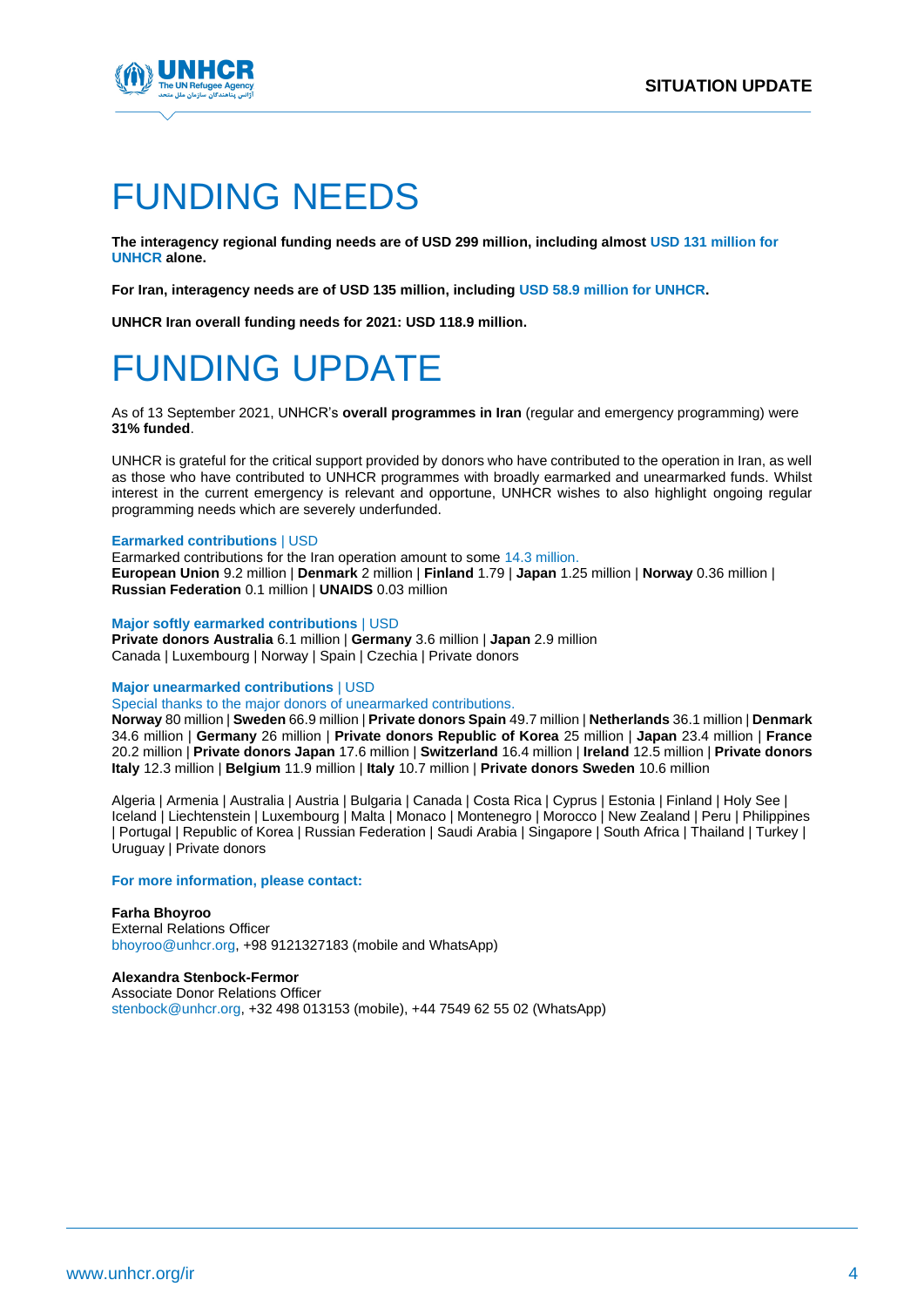# FUNDING NEEDS

**The interagency regional funding needs are of USD 299 million, including almost USD 131 million for UNHCR alone.**

**For Iran, interagency needs are of USD 135 million, including USD 58.9 million for UNHCR.**

**UNHCR Iran overall funding needs for 2021: USD 118.9 million.**

# FUNDING UPDATE

As of 13 September 2021, UNHCR's **overall programmes in Iran** (regular and emergency programming) were **31% funded**.

UNHCR is grateful for the critical support provided by donors who have contributed to the operation in Iran, as well as those who have contributed to UNHCR programmes with broadly earmarked and unearmarked funds. Whilst interest in the current emergency is relevant and opportune, UNHCR wishes to also highlight ongoing regular programming needs which are severely underfunded.

**Earmarked contributions** | USD

Earmarked contributions for the Iran operation amount to some 14.3 million.
**European Union** 9.2 million | **Denmark** 2 million | **Finland** 1.79 | **Japan** 1.25 million | **Norway** 0.36 million | **Russian Federation** 0.1 million | **UNAIDS** 0.03 million

**Major softly earmarked contributions** | USD

**Private donors Australia** 6.1 million | **Germany** 3.6 million | **Japan** 2.9 million
Canada | Luxembourg | Norway | Spain | Czechia | Private donors

**Major unearmarked contributions** | USD

Special thanks to the major donors of unearmarked contributions.
**Norway** 80 million | **Sweden** 66.9 million | **Private donors Spain** 49.7 million | **Netherlands** 36.1 million | **Denmark** 34.6 million | **Germany** 26 million | **Private donors Republic of Korea** 25 million | **Japan** 23.4 million | **France** 20.2 million | **Private donors Japan** 17.6 million | **Switzerland** 16.4 million | **Ireland** 12.5 million | **Private donors Italy** 12.3 million | **Belgium** 11.9 million | **Italy** 10.7 million | **Private donors Sweden** 10.6 million

Algeria | Armenia | Australia | Austria | Bulgaria | Canada | Costa Rica | Cyprus | Estonia | Finland | Holy See | Iceland | Liechtenstein | Luxembourg | Malta | Monaco | Montenegro | Morocco | New Zealand | Peru | Philippines | Portugal | Republic of Korea | Russian Federation | Saudi Arabia | Singapore | South Africa | Thailand | Turkey | Uruguay | Private donors

**For more information, please contact:**

**Farha Bhoyroo**
External Relations Officer
bhoyroo@unhcr.org, +98 9121327183 (mobile and WhatsApp)

**Alexandra Stenbock-Fermor**
Associate Donor Relations Officer
stenbock@unhcr.org, +32 498 013153 (mobile), +44 7549 62 55 02 (WhatsApp)